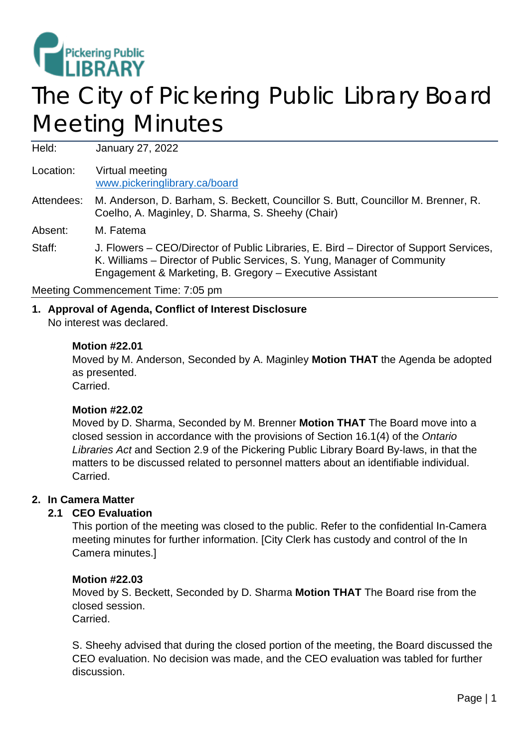# The City of Pickering Public Library Board Meeting Minutes

| | |
|---|---|
| Held: | January 27, 2022 |
| Location: | Virtual meeting [www.pickeringlibrary.ca/board](http://www.pickeringlibrary.ca/board) |
| Attendees: | M. Anderson, D. Barham, S. Beckett, Councillor S. Butt, Councillor M. Brenner, R. Coelho, A. Maginley, D. Sharma, S. Sheehy (Chair) |
| Absent: | M. Fatema |
| Staff: | J. Flowers – CEO/Director of Public Libraries, E. Bird – Director of Support Services, K. Williams – Director of Public Services, S. Yung, Manager of Community Engagement & Marketing, B. Gregory – Executive Assistant |

Meeting Commencement Time: 7:05 pm

## 1. Approval of Agenda, Conflict of Interest Disclosure

No interest was declared.

**Motion #22.01**
Moved by M. Anderson, Seconded by A. Maginley **Motion THAT** the Agenda be adopted as presented.
Carried.

**Motion #22.02**
Moved by D. Sharma, Seconded by M. Brenner **Motion THAT** The Board move into a closed session in accordance with the provisions of Section 16.1(4) of the *Ontario Libraries Act* and Section 2.9 of the Pickering Public Library Board By-laws, in that the matters to be discussed related to personnel matters about an identifiable individual.
Carried.

## 2. In Camera Matter

### 2.1 CEO Evaluation

This portion of the meeting was closed to the public. Refer to the confidential In-Camera meeting minutes for further information. [City Clerk has custody and control of the In Camera minutes.]

**Motion #22.03**
Moved by S. Beckett, Seconded by D. Sharma **Motion THAT** The Board rise from the closed session.
Carried.

S. Sheehy advised that during the closed portion of the meeting, the Board discussed the CEO evaluation. No decision was made, and the CEO evaluation was tabled for further discussion.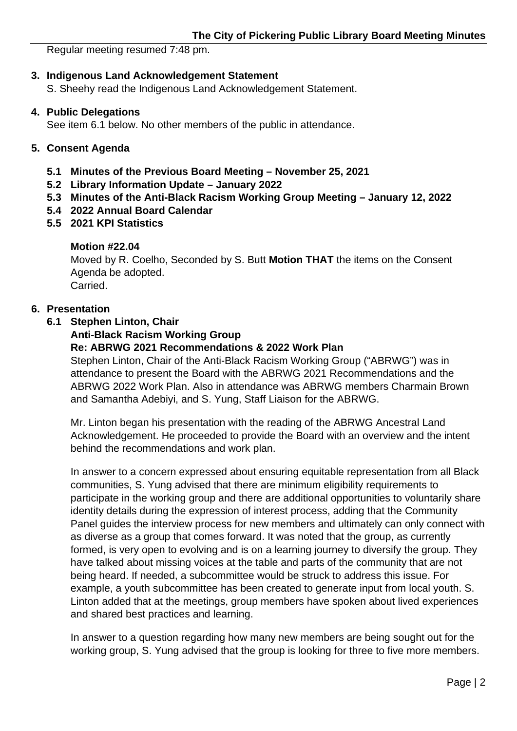Regular meeting resumed 7:48 pm.

## 3. Indigenous Land Acknowledgement Statement

S. Sheehy read the Indigenous Land Acknowledgement Statement.

## 4. Public Delegations

See item 6.1 below. No other members of the public in attendance.

## 5. Consent Agenda

**5.1 Minutes of the Previous Board Meeting – November 25, 2021**
**5.2 Library Information Update – January 2022**
**5.3 Minutes of the Anti-Black Racism Working Group Meeting – January 12, 2022**
**5.4 2022 Annual Board Calendar**
**5.5 2021 KPI Statistics**

**Motion #22.04**
Moved by R. Coelho, Seconded by S. Butt **Motion THAT** the items on the Consent Agenda be adopted.
Carried.

## 6. Presentation

### 6.1 Stephen Linton, Chair
**Anti-Black Racism Working Group**
**Re: ABRWG 2021 Recommendations & 2022 Work Plan**

Stephen Linton, Chair of the Anti-Black Racism Working Group ("ABRWG") was in attendance to present the Board with the ABRWG 2021 Recommendations and the ABRWG 2022 Work Plan. Also in attendance was ABRWG members Charmain Brown and Samantha Adebiyi, and S. Yung, Staff Liaison for the ABRWG.

Mr. Linton began his presentation with the reading of the ABRWG Ancestral Land Acknowledgement. He proceeded to provide the Board with an overview and the intent behind the recommendations and work plan.

In answer to a concern expressed about ensuring equitable representation from all Black communities, S. Yung advised that there are minimum eligibility requirements to participate in the working group and there are additional opportunities to voluntarily share identity details during the expression of interest process, adding that the Community Panel guides the interview process for new members and ultimately can only connect with as diverse as a group that comes forward. It was noted that the group, as currently formed, is very open to evolving and is on a learning journey to diversify the group. They have talked about missing voices at the table and parts of the community that are not being heard. If needed, a subcommittee would be struck to address this issue. For example, a youth subcommittee has been created to generate input from local youth. S. Linton added that at the meetings, group members have spoken about lived experiences and shared best practices and learning.

In answer to a question regarding how many new members are being sought out for the working group, S. Yung advised that the group is looking for three to five more members.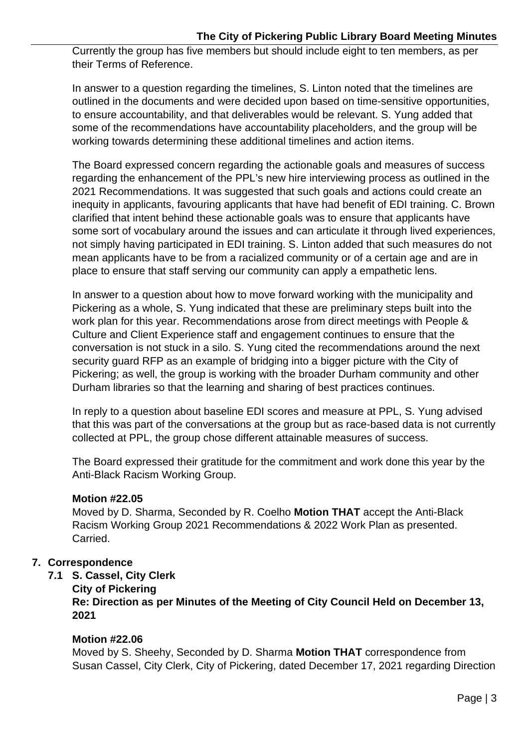Currently the group has five members but should include eight to ten members, as per their Terms of Reference.

In answer to a question regarding the timelines, S. Linton noted that the timelines are outlined in the documents and were decided upon based on time-sensitive opportunities, to ensure accountability, and that deliverables would be relevant. S. Yung added that some of the recommendations have accountability placeholders, and the group will be working towards determining these additional timelines and action items.

The Board expressed concern regarding the actionable goals and measures of success regarding the enhancement of the PPL's new hire interviewing process as outlined in the 2021 Recommendations. It was suggested that such goals and actions could create an inequity in applicants, favouring applicants that have had benefit of EDI training. C. Brown clarified that intent behind these actionable goals was to ensure that applicants have some sort of vocabulary around the issues and can articulate it through lived experiences, not simply having participated in EDI training. S. Linton added that such measures do not mean applicants have to be from a racialized community or of a certain age and are in place to ensure that staff serving our community can apply a empathetic lens.

In answer to a question about how to move forward working with the municipality and Pickering as a whole, S. Yung indicated that these are preliminary steps built into the work plan for this year. Recommendations arose from direct meetings with People & Culture and Client Experience staff and engagement continues to ensure that the conversation is not stuck in a silo. S. Yung cited the recommendations around the next security guard RFP as an example of bridging into a bigger picture with the City of Pickering; as well, the group is working with the broader Durham community and other Durham libraries so that the learning and sharing of best practices continues.

In reply to a question about baseline EDI scores and measure at PPL, S. Yung advised that this was part of the conversations at the group but as race-based data is not currently collected at PPL, the group chose different attainable measures of success.

The Board expressed their gratitude for the commitment and work done this year by the Anti-Black Racism Working Group.

**Motion #22.05**
Moved by D. Sharma, Seconded by R. Coelho **Motion THAT** accept the Anti-Black Racism Working Group 2021 Recommendations & 2022 Work Plan as presented. Carried.

## 7. Correspondence

### 7.1 S. Cassel, City Clerk
**City of Pickering**
**Re: Direction as per Minutes of the Meeting of City Council Held on December 13, 2021**

**Motion #22.06**
Moved by S. Sheehy, Seconded by D. Sharma **Motion THAT** correspondence from Susan Cassel, City Clerk, City of Pickering, dated December 17, 2021 regarding Direction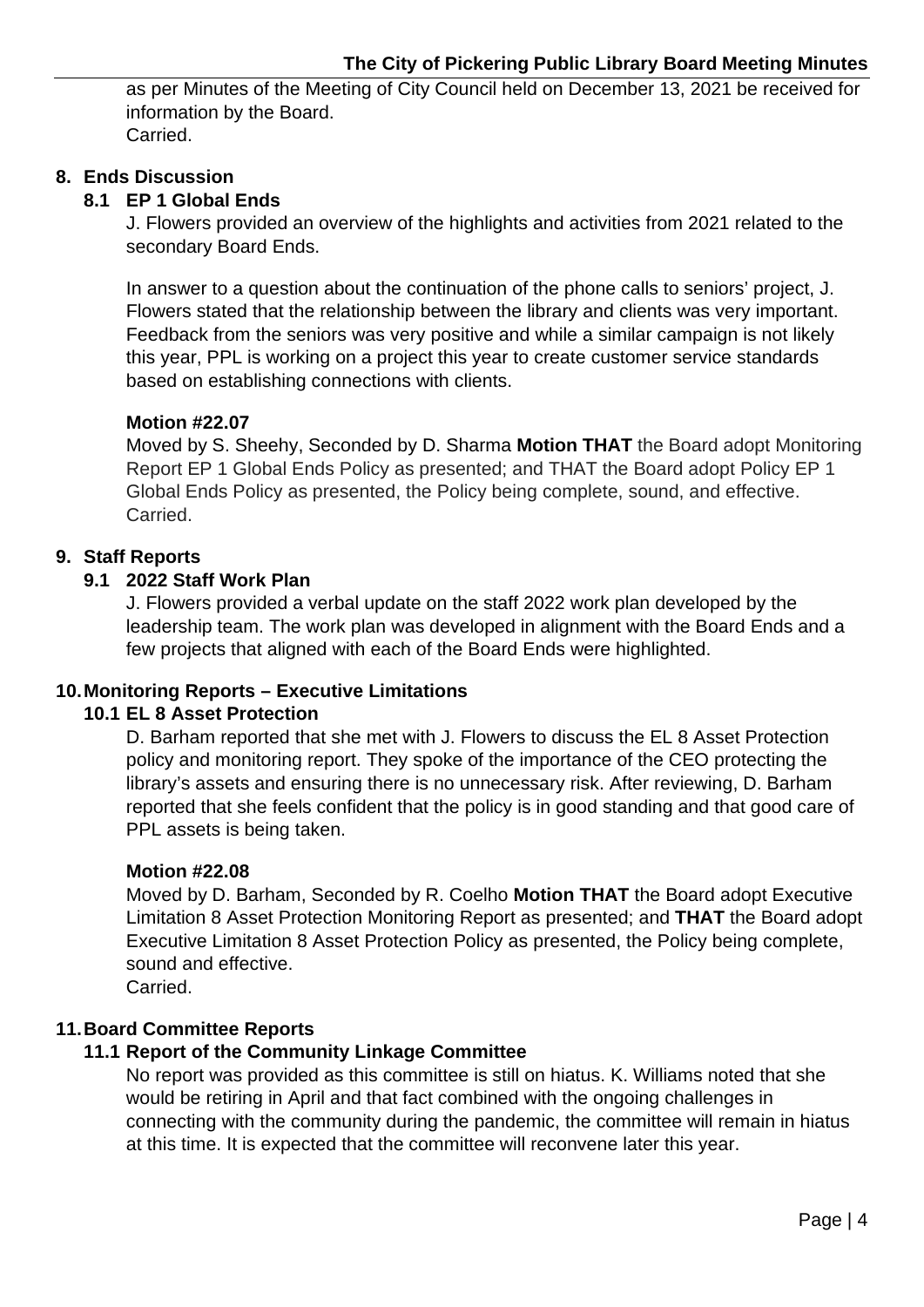as per Minutes of the Meeting of City Council held on December 13, 2021 be received for information by the Board.
Carried.

## 8. Ends Discussion

### 8.1 EP 1 Global Ends

J. Flowers provided an overview of the highlights and activities from 2021 related to the secondary Board Ends.

In answer to a question about the continuation of the phone calls to seniors' project, J. Flowers stated that the relationship between the library and clients was very important. Feedback from the seniors was very positive and while a similar campaign is not likely this year, PPL is working on a project this year to create customer service standards based on establishing connections with clients.

**Motion #22.07**

Moved by S. Sheehy, Seconded by D. Sharma **Motion THAT** the Board adopt Monitoring Report EP 1 Global Ends Policy as presented; and THAT the Board adopt Policy EP 1 Global Ends Policy as presented, the Policy being complete, sound, and effective.
Carried.

## 9. Staff Reports

### 9.1 2022 Staff Work Plan

J. Flowers provided a verbal update on the staff 2022 work plan developed by the leadership team. The work plan was developed in alignment with the Board Ends and a few projects that aligned with each of the Board Ends were highlighted.

## 10. Monitoring Reports – Executive Limitations

### 10.1 EL 8 Asset Protection

D. Barham reported that she met with J. Flowers to discuss the EL 8 Asset Protection policy and monitoring report. They spoke of the importance of the CEO protecting the library's assets and ensuring there is no unnecessary risk. After reviewing, D. Barham reported that she feels confident that the policy is in good standing and that good care of PPL assets is being taken.

**Motion #22.08**

Moved by D. Barham, Seconded by R. Coelho **Motion THAT** the Board adopt Executive Limitation 8 Asset Protection Monitoring Report as presented; and **THAT** the Board adopt Executive Limitation 8 Asset Protection Policy as presented, the Policy being complete, sound and effective.
Carried.

## 11. Board Committee Reports

### 11.1 Report of the Community Linkage Committee

No report was provided as this committee is still on hiatus. K. Williams noted that she would be retiring in April and that fact combined with the ongoing challenges in connecting with the community during the pandemic, the committee will remain in hiatus at this time. It is expected that the committee will reconvene later this year.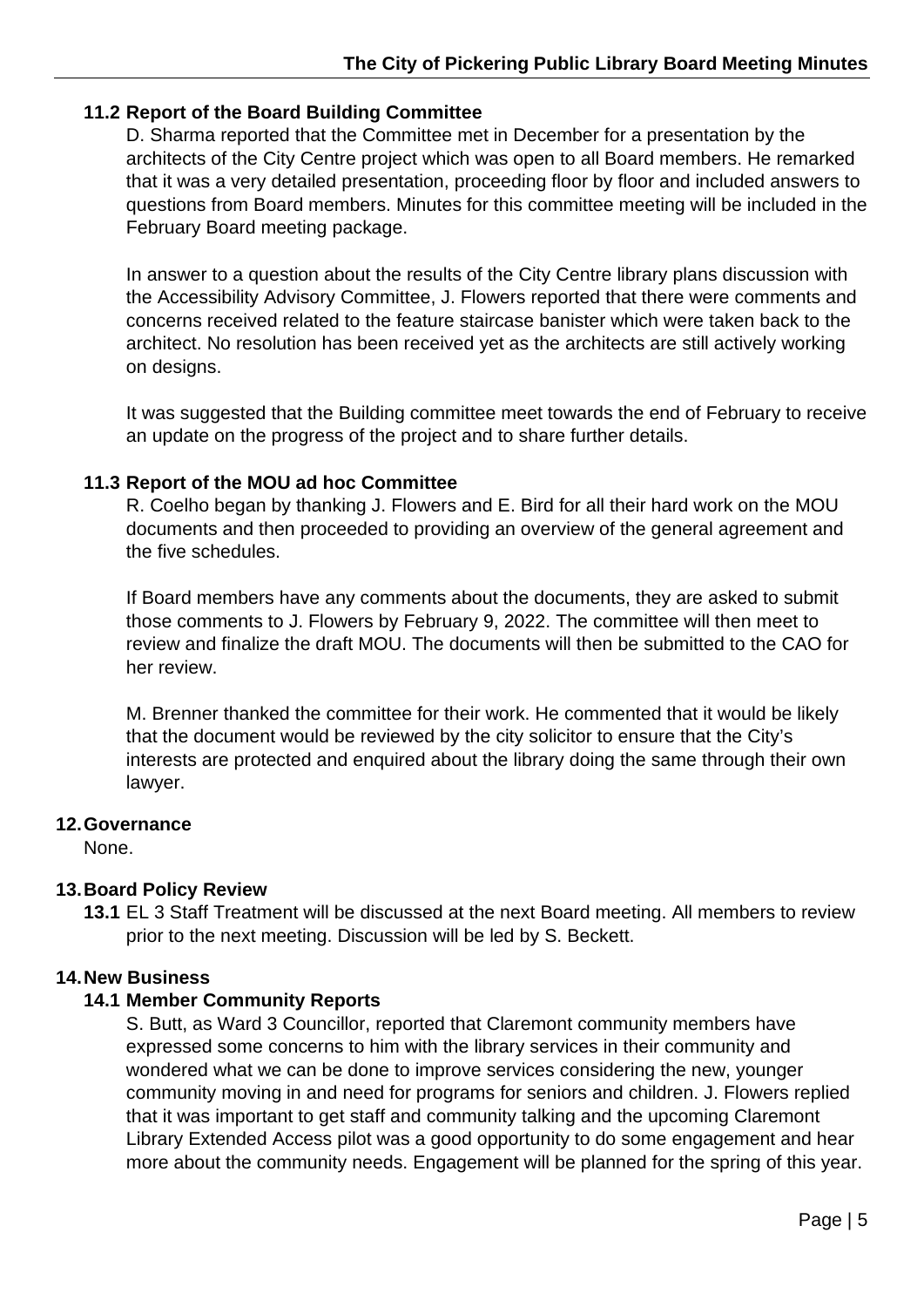### 11.2 Report of the Board Building Committee

D. Sharma reported that the Committee met in December for a presentation by the architects of the City Centre project which was open to all Board members. He remarked that it was a very detailed presentation, proceeding floor by floor and included answers to questions from Board members. Minutes for this committee meeting will be included in the February Board meeting package.

In answer to a question about the results of the City Centre library plans discussion with the Accessibility Advisory Committee, J. Flowers reported that there were comments and concerns received related to the feature staircase banister which were taken back to the architect. No resolution has been received yet as the architects are still actively working on designs.

It was suggested that the Building committee meet towards the end of February to receive an update on the progress of the project and to share further details.

### 11.3 Report of the MOU ad hoc Committee

R. Coelho began by thanking J. Flowers and E. Bird for all their hard work on the MOU documents and then proceeded to providing an overview of the general agreement and the five schedules.

If Board members have any comments about the documents, they are asked to submit those comments to J. Flowers by February 9, 2022. The committee will then meet to review and finalize the draft MOU. The documents will then be submitted to the CAO for her review.

M. Brenner thanked the committee for their work. He commented that it would be likely that the document would be reviewed by the city solicitor to ensure that the City's interests are protected and enquired about the library doing the same through their own lawyer.

## 12. Governance

None.

## 13. Board Policy Review

**13.1** EL 3 Staff Treatment will be discussed at the next Board meeting. All members to review prior to the next meeting. Discussion will be led by S. Beckett.

## 14. New Business

### 14.1 Member Community Reports

S. Butt, as Ward 3 Councillor, reported that Claremont community members have expressed some concerns to him with the library services in their community and wondered what we can be done to improve services considering the new, younger community moving in and need for programs for seniors and children. J. Flowers replied that it was important to get staff and community talking and the upcoming Claremont Library Extended Access pilot was a good opportunity to do some engagement and hear more about the community needs. Engagement will be planned for the spring of this year.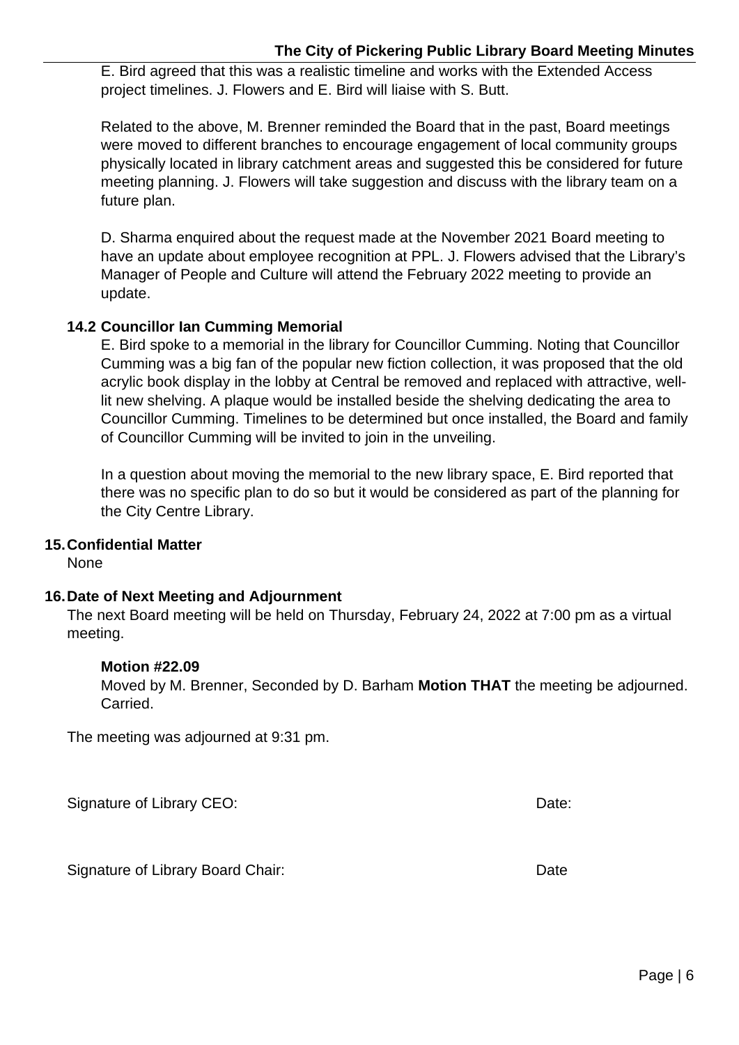E. Bird agreed that this was a realistic timeline and works with the Extended Access project timelines. J. Flowers and E. Bird will liaise with S. Butt.

Related to the above, M. Brenner reminded the Board that in the past, Board meetings were moved to different branches to encourage engagement of local community groups physically located in library catchment areas and suggested this be considered for future meeting planning. J. Flowers will take suggestion and discuss with the library team on a future plan.

D. Sharma enquired about the request made at the November 2021 Board meeting to have an update about employee recognition at PPL. J. Flowers advised that the Library's Manager of People and Culture will attend the February 2022 meeting to provide an update.

### 14.2 Councillor Ian Cumming Memorial

E. Bird spoke to a memorial in the library for Councillor Cumming. Noting that Councillor Cumming was a big fan of the popular new fiction collection, it was proposed that the old acrylic book display in the lobby at Central be removed and replaced with attractive, well-lit new shelving. A plaque would be installed beside the shelving dedicating the area to Councillor Cumming. Timelines to be determined but once installed, the Board and family of Councillor Cumming will be invited to join in the unveiling.

In a question about moving the memorial to the new library space, E. Bird reported that there was no specific plan to do so but it would be considered as part of the planning for the City Centre Library.

## 15. Confidential Matter

None

## 16. Date of Next Meeting and Adjournment

The next Board meeting will be held on Thursday, February 24, 2022 at 7:00 pm as a virtual meeting.

**Motion #22.09**

Moved by M. Brenner, Seconded by D. Barham **Motion THAT** the meeting be adjourned. Carried.

The meeting was adjourned at 9:31 pm.

Signature of Library CEO: Date:

Signature of Library Board Chair: Date